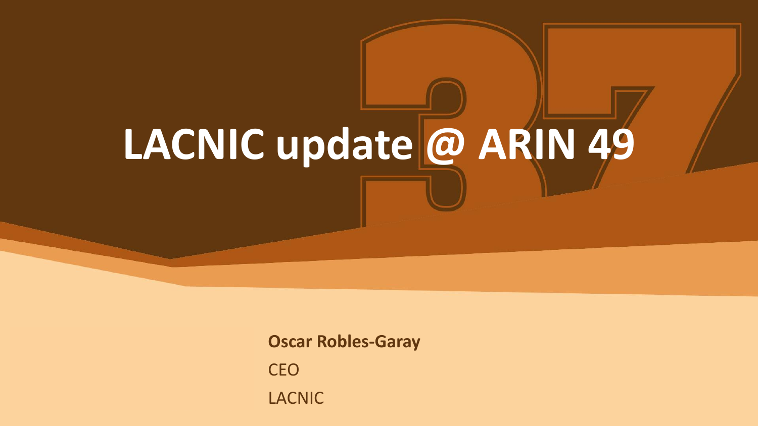# LACNIC update @ ARIN 49

**Oscar Robles-Garay**

CEO

LACNIC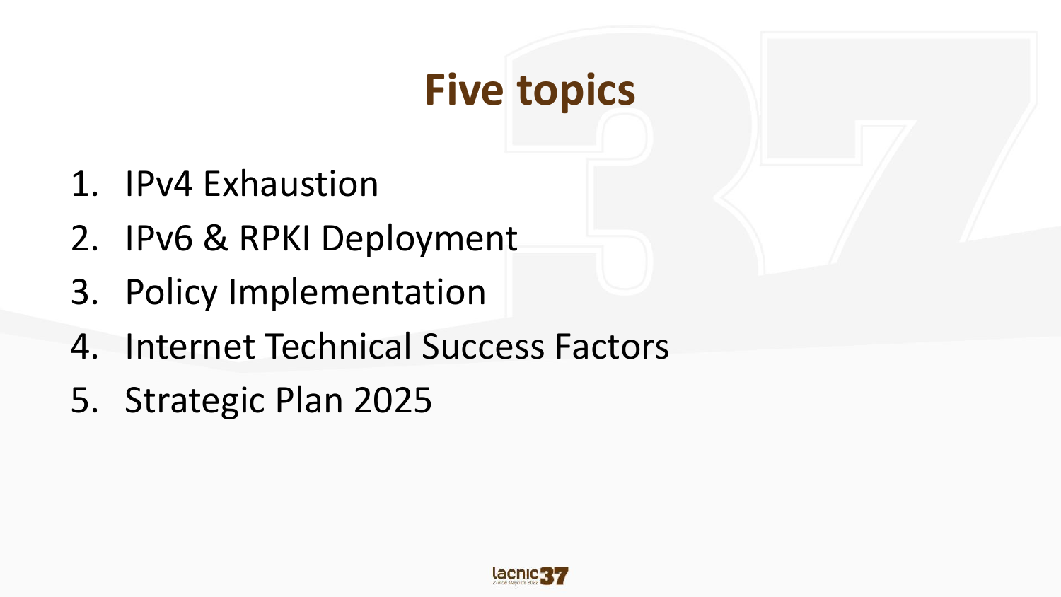# Five topics

1. IPv4 Exhaustion
2. IPv6 & RPKI Deployment
3. Policy Implementation
4. Internet Technical Success Factors
5. Strategic Plan 2025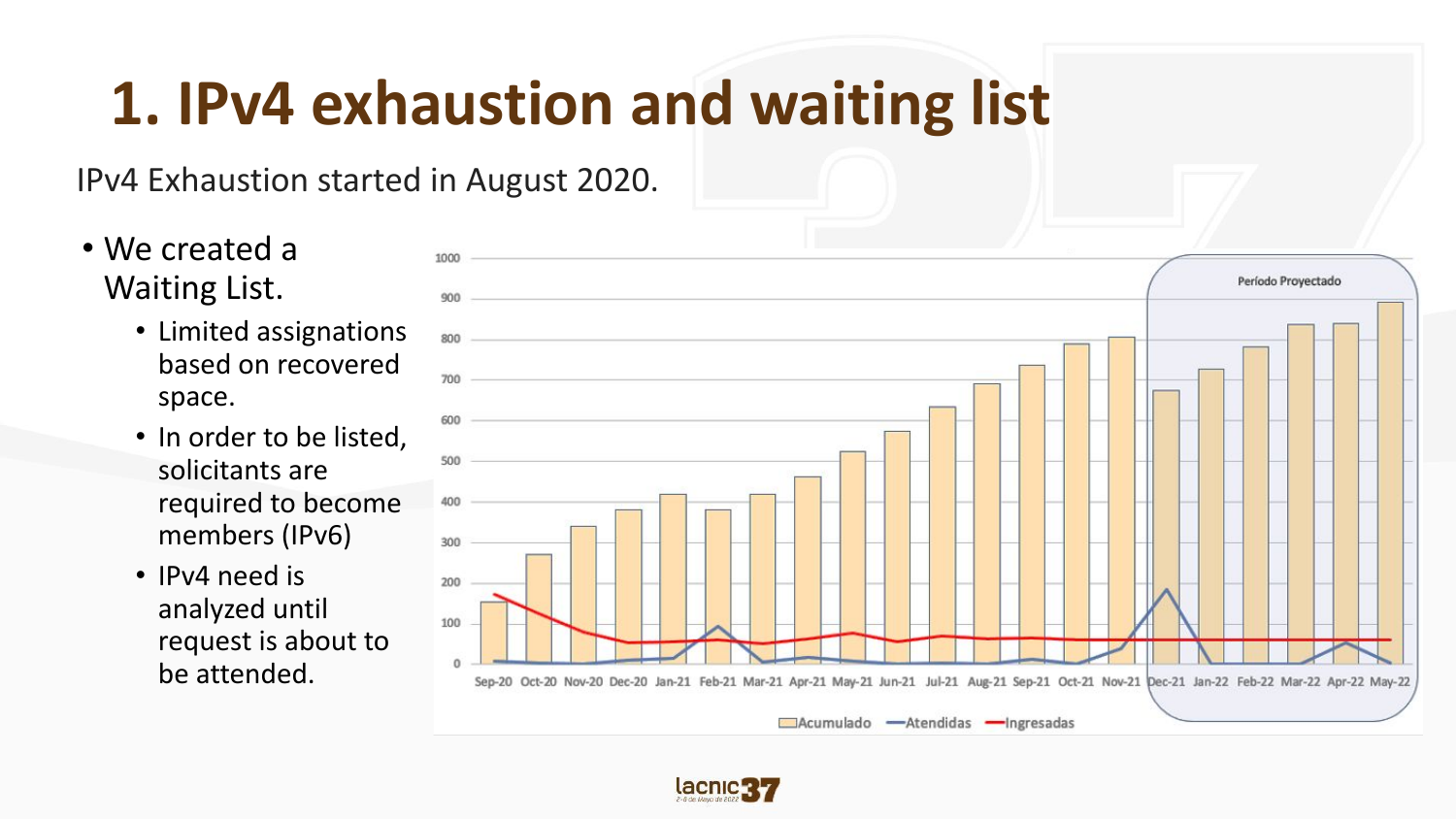# 1. IPv4 exhaustion and waiting list

IPv4 Exhaustion started in August 2020.

- We created a Waiting List.
  - Limited assignations based on recovered space.
  - In order to be listed, solicitants are required to become members (IPv6)
  - IPv4 need is analyzed until request is about to be attended.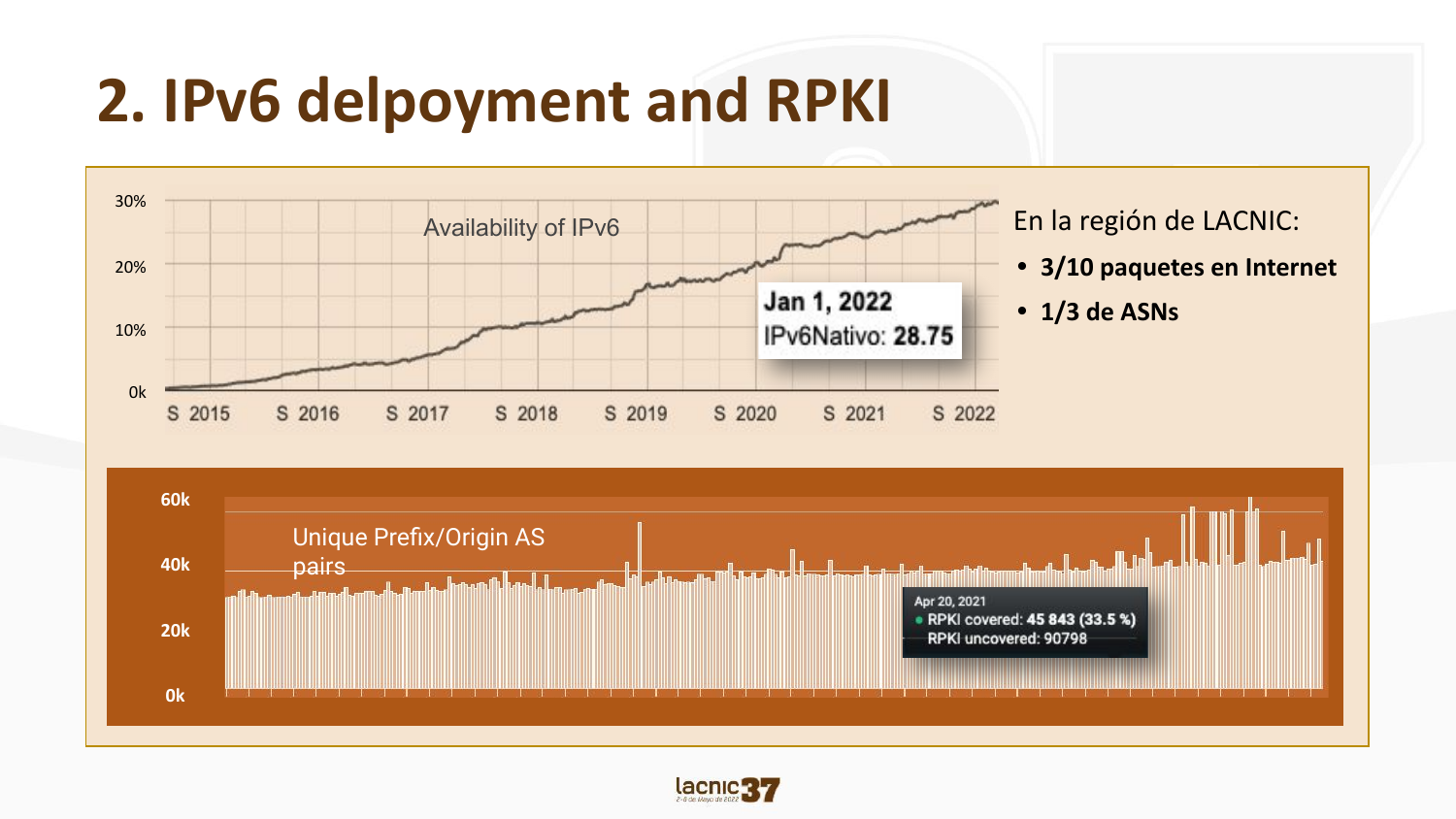# 2. IPv6 delpoyment and RPKI

Availability of IPv6

30%
20%
10%
0k

S 2015 S 2016 S 2017 S 2018 S 2019 S 2020 S 2021 S 2022

Jan 1, 2022
IPv6Nativo: 28.75

En la región de LACNIC:

- **3/10 paquetes en Internet**
- **1/3 de ASNs**

Unique Prefix/Origin AS pairs

60k
40k
20k
0k

Apr 20, 2021
RPKI covered: **45 843 (33.5 %)**
RPKI uncovered: 90798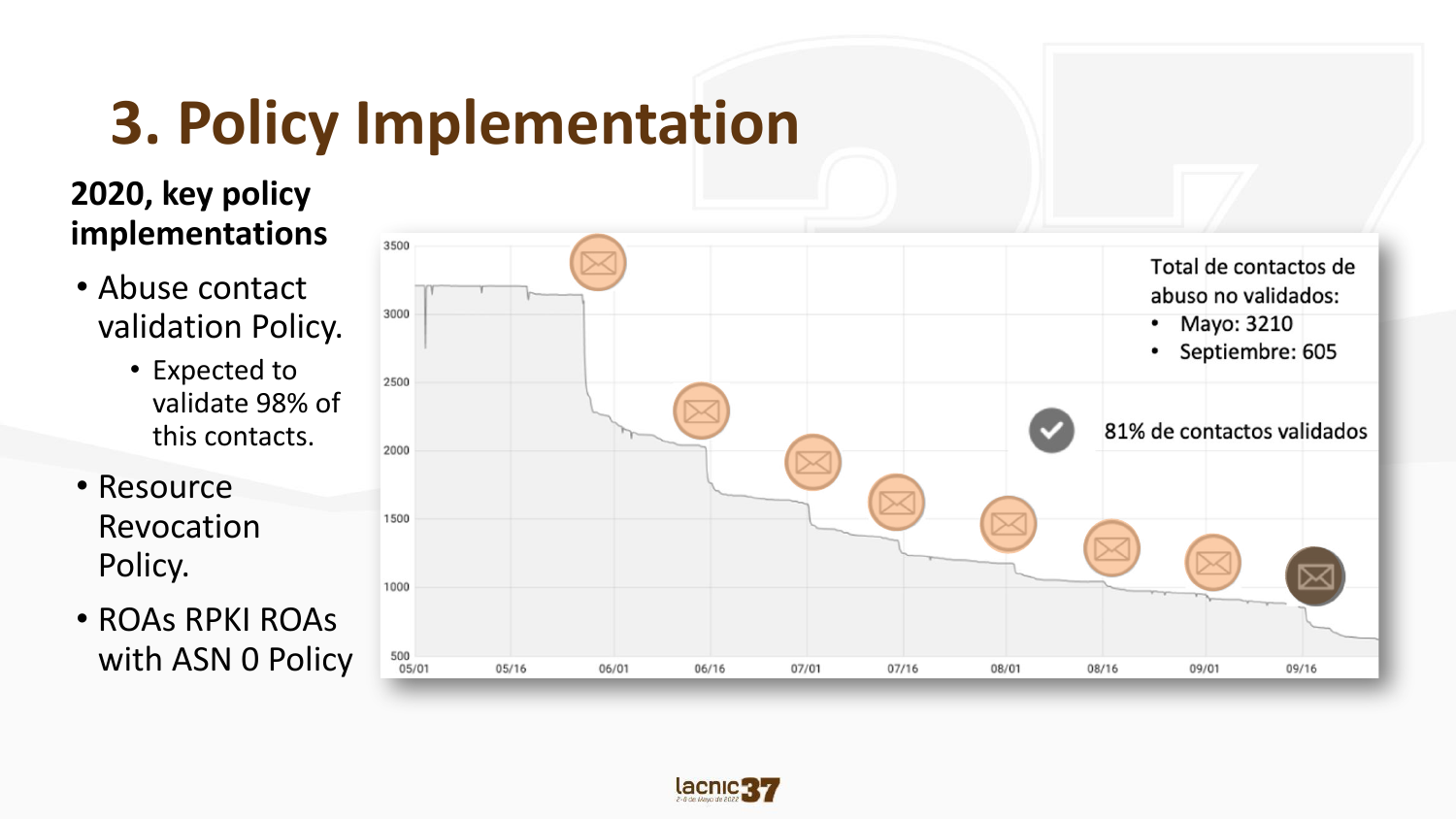# 3. Policy Implementation

**2020, key policy implementations**

- Abuse contact validation Policy.
  - Expected to validate 98% of this contacts.
- Resource Revocation Policy.
- ROAs RPKI ROAs with ASN 0 Policy

Total de contactos de abuso no validados:

- Mayo: 3210
- Septiembre: 605

81% de contactos validados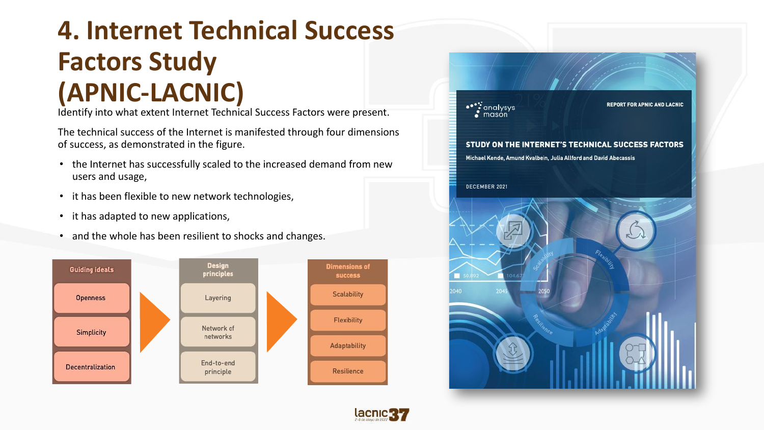# 4. Internet Technical Success Factors Study (APNIC-LACNIC)

Identify into what extent Internet Technical Success Factors were present.

The technical success of the Internet is manifested through four dimensions of success, as demonstrated in the figure.

- the Internet has successfully scaled to the increased demand from new users and usage,
- it has been flexible to new network technologies,
- it has adapted to new applications,
- and the whole has been resilient to shocks and changes.

| Guiding ideals | Design principles | Dimensions of success |
| --- | --- | --- |
| Openness | Layering | Scalability |
| Simplicity | Network of networks | Flexibility |
| Decentralization | End-to-end principle | Adaptability |
| | | Resilience |

analysys mason

REPORT FOR APNIC AND LACNIC

STUDY ON THE INTERNET'S TECHNICAL SUCCESS FACTORS

Michael Kende, Amund Kvalbein, Julia Allford and David Abecassis

DECEMBER 2021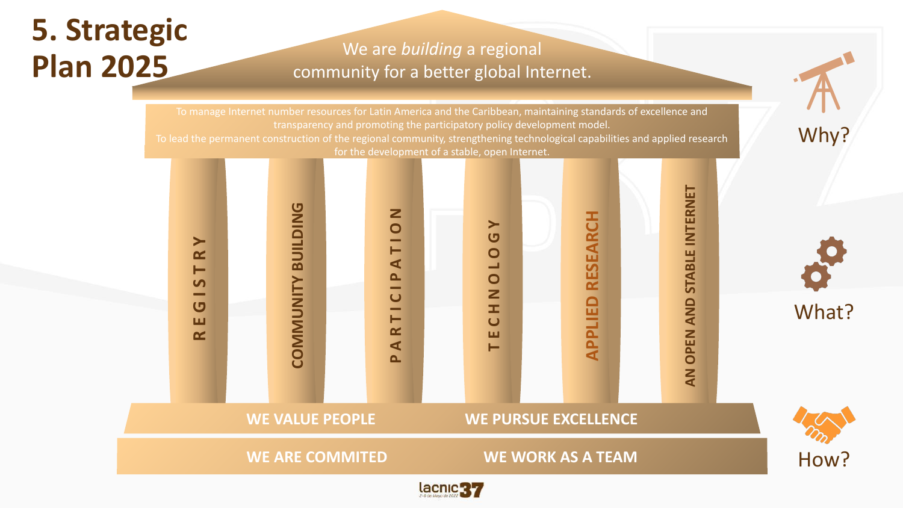# 5. Strategic Plan 2025

We are *building* a regional community for a better global Internet.

Why?

To manage Internet number resources for Latin America and the Caribbean, maintaining standards of excellence and transparency and promoting the participatory policy development model.
To lead the permanent construction of the regional community, strengthening technological capabilities and applied research for the development of a stable, open Internet.

What?

- REGISTRY
- COMMUNITY BUILDING
- PARTICIPATION
- TECHNOLOGY
- APPLIED RESEARCH
- AN OPEN AND STABLE INTERNET

How?

- WE VALUE PEOPLE
- WE PURSUE EXCELLENCE
- WE ARE COMMITED
- WE WORK AS A TEAM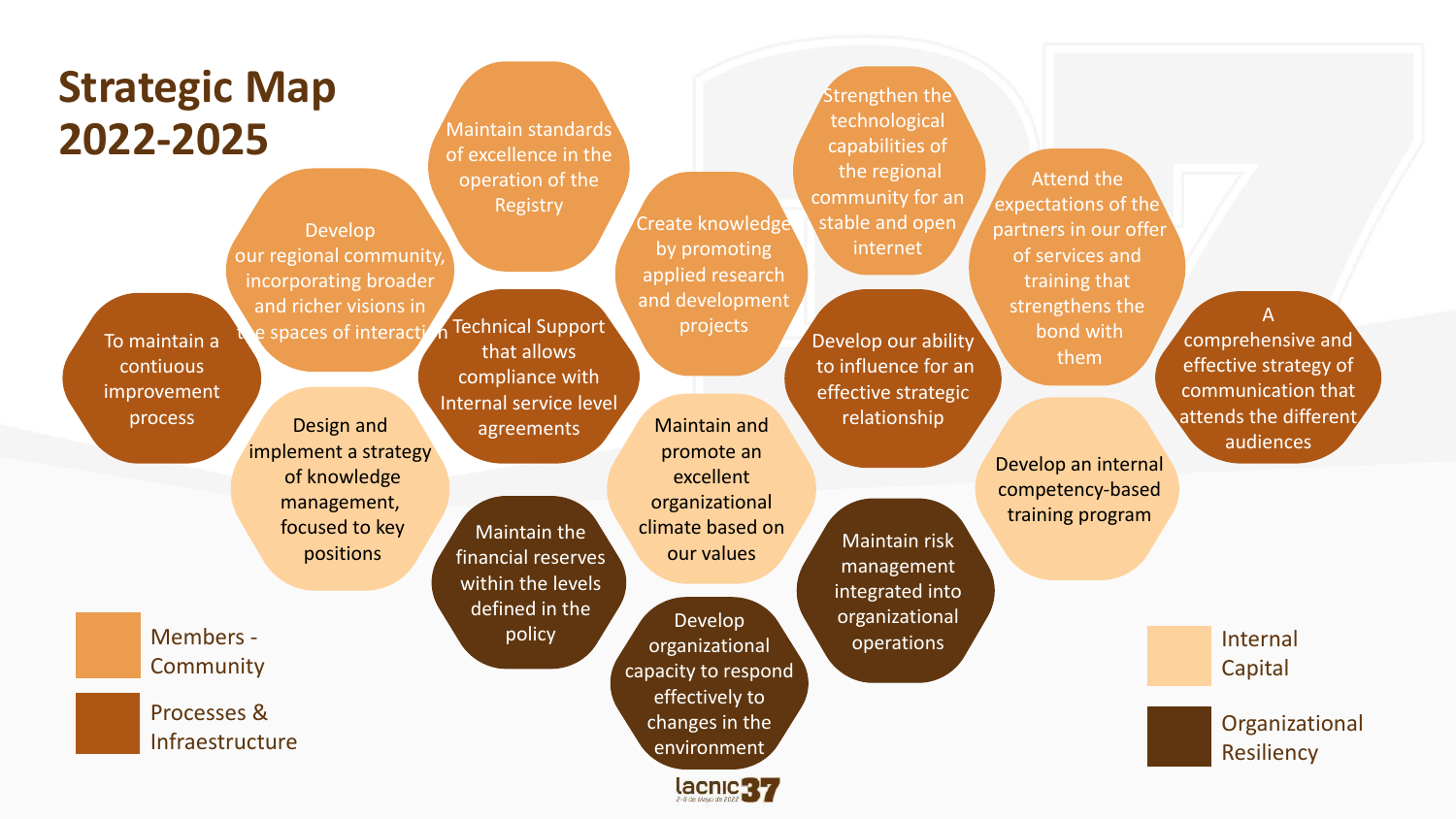# Strategic Map 2022-2025

**Members - Community**

- Maintain standards of excellence in the operation of the Registry
- Develop our regional community, incorporating broader and richer visions in the spaces of interaction
- Create knowledge by promoting applied research and development projects
- Strengthen the technological capabilities of the regional community for an stable and open internet
- Attend the expectations of the partners in our offer of services and training that strengthens the bond with them

**Processes & Infraestructure**

- To maintain a contiuous improvement process
- Technical Support that allows compliance with Internal service level agreements
- Develop our ability to influence for an effective strategic relationship
- A comprehensive and effective strategy of communication that attends the different audiences

**Internal Capital**

- Design and implement a strategy of knowledge management, focused to key positions
- Maintain and promote an excellent organizational climate based on our values
- Develop an internal competency-based training program

**Organizational Resiliency**

- Maintain the financial reserves within the levels defined in the policy
- Develop organizational capacity to respond effectively to changes in the environment
- Maintain risk management integrated into organizational operations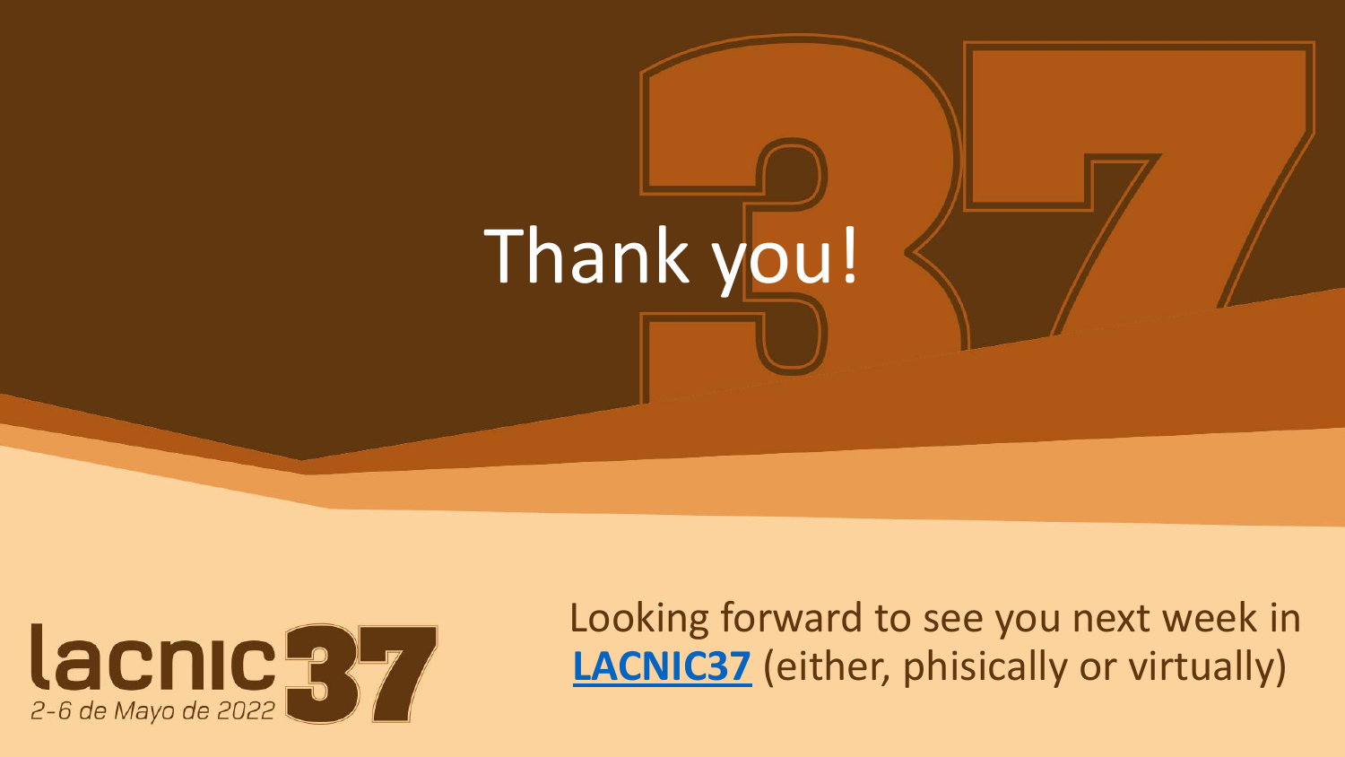# Thank you!

lacnic 37
2-6 de Mayo de 2022

Looking forward to see you next week in **LACNIC37** (either, phisically or virtually)